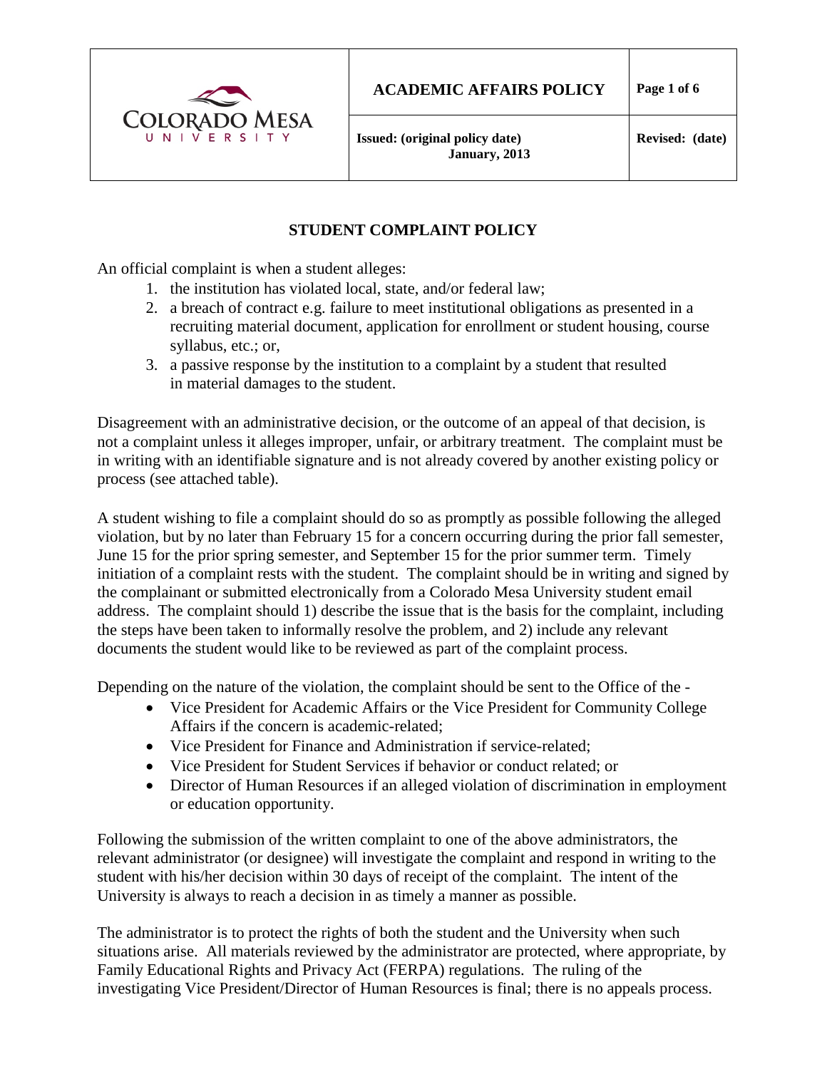| COLORADO MESA UNIVERSITY | ACADEMIC AFFAIRS POLICY | |
|---|---|---|
| | Issued: (original policy date) January, 2013 | Revised: (date) |

# STUDENT COMPLAINT POLICY

An official complaint is when a student alleges:

1. the institution has violated local, state, and/or federal law;
2. a breach of contract e.g. failure to meet institutional obligations as presented in a recruiting material document, application for enrollment or student housing, course syllabus, etc.; or,
3. a passive response by the institution to a complaint by a student that resulted in material damages to the student.

Disagreement with an administrative decision, or the outcome of an appeal of that decision, is not a complaint unless it alleges improper, unfair, or arbitrary treatment. The complaint must be in writing with an identifiable signature and is not already covered by another existing policy or process (see attached table).

A student wishing to file a complaint should do so as promptly as possible following the alleged violation, but by no later than February 15 for a concern occurring during the prior fall semester, June 15 for the prior spring semester, and September 15 for the prior summer term. Timely initiation of a complaint rests with the student. The complaint should be in writing and signed by the complainant or submitted electronically from a Colorado Mesa University student email address. The complaint should 1) describe the issue that is the basis for the complaint, including the steps have been taken to informally resolve the problem, and 2) include any relevant documents the student would like to be reviewed as part of the complaint process.

Depending on the nature of the violation, the complaint should be sent to the Office of the -

- Vice President for Academic Affairs or the Vice President for Community College Affairs if the concern is academic-related;
- Vice President for Finance and Administration if service-related;
- Vice President for Student Services if behavior or conduct related; or
- Director of Human Resources if an alleged violation of discrimination in employment or education opportunity.

Following the submission of the written complaint to one of the above administrators, the relevant administrator (or designee) will investigate the complaint and respond in writing to the student with his/her decision within 30 days of receipt of the complaint. The intent of the University is always to reach a decision in as timely a manner as possible.

The administrator is to protect the rights of both the student and the University when such situations arise. All materials reviewed by the administrator are protected, where appropriate, by Family Educational Rights and Privacy Act (FERPA) regulations. The ruling of the investigating Vice President/Director of Human Resources is final; there is no appeals process.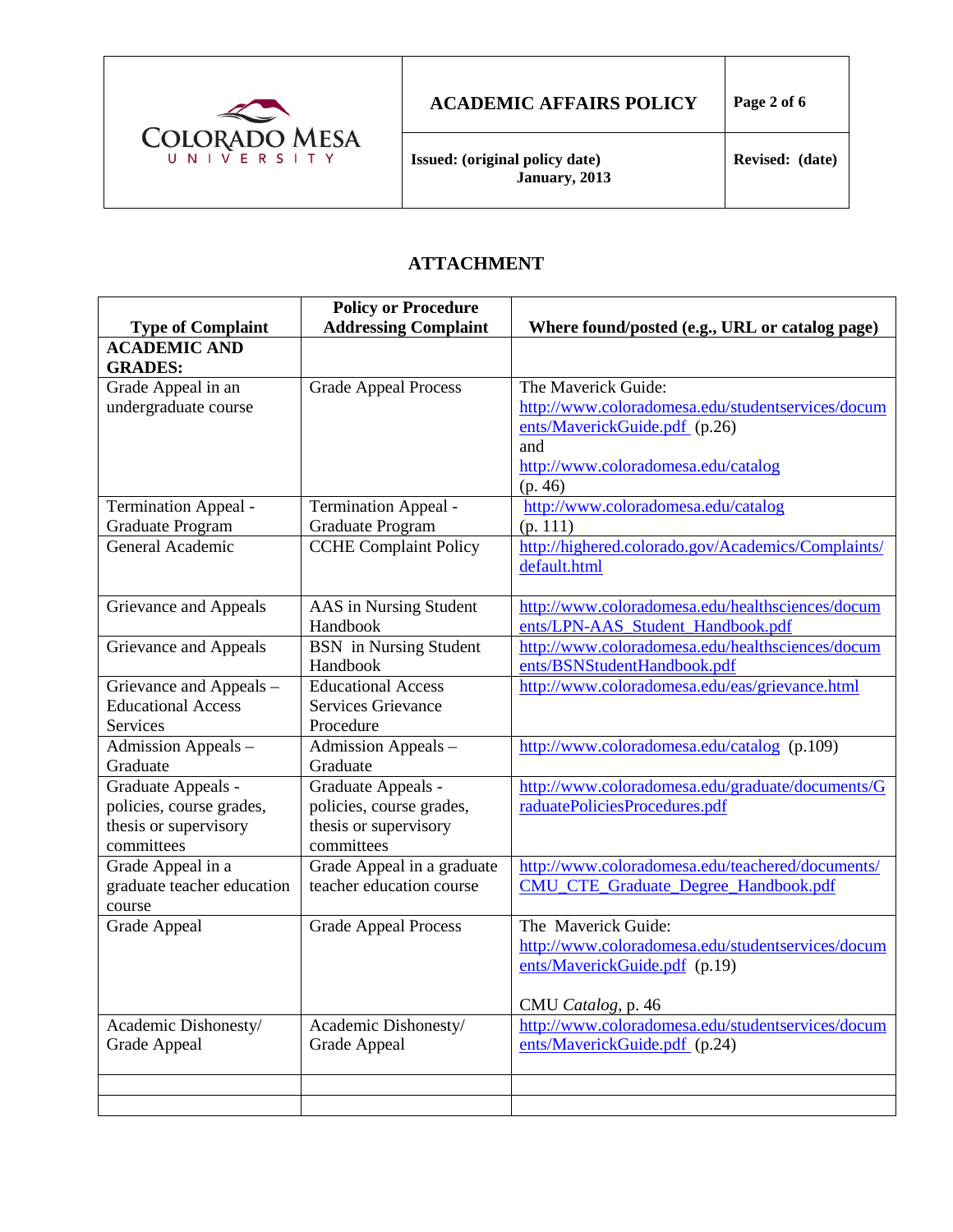## ATTACHMENT

| Type of Complaint | Policy or Procedure Addressing Complaint | Where found/posted (e.g., URL or catalog page) |
|---|---|---|
| **ACADEMIC AND GRADES:** | | |
| Grade Appeal in an undergraduate course | Grade Appeal Process | The Maverick Guide: http://www.coloradomesa.edu/studentservices/documents/MaverickGuide.pdf (p.26) and http://www.coloradomesa.edu/catalog (p. 46) |
| Termination Appeal - Graduate Program | Termination Appeal - Graduate Program | http://www.coloradomesa.edu/catalog (p. 111) |
| General Academic | CCHE Complaint Policy | http://highered.colorado.gov/Academics/Complaints/default.html |
| Grievance and Appeals | AAS in Nursing Student Handbook | http://www.coloradomesa.edu/healthsciences/documents/LPN-AAS_Student_Handbook.pdf |
| Grievance and Appeals | BSN in Nursing Student Handbook | http://www.coloradomesa.edu/healthsciences/documents/BSNStudentHandbook.pdf |
| Grievance and Appeals – Educational Access Services | Educational Access Services Grievance Procedure | http://www.coloradomesa.edu/eas/grievance.html |
| Admission Appeals – Graduate | Admission Appeals – Graduate | http://www.coloradomesa.edu/catalog (p.109) |
| Graduate Appeals - policies, course grades, thesis or supervisory committees | Graduate Appeals - policies, course grades, thesis or supervisory committees | http://www.coloradomesa.edu/graduate/documents/GraduatePoliciesProcedures.pdf |
| Grade Appeal in a graduate teacher education course | Grade Appeal in a graduate teacher education course | http://www.coloradomesa.edu/teachered/documents/CMU_CTE_Graduate_Degree_Handbook.pdf |
| Grade Appeal | Grade Appeal Process | The Maverick Guide: http://www.coloradomesa.edu/studentservices/documents/MaverickGuide.pdf (p.19) <br><br> CMU *Catalog*, p. 46 |
| Academic Dishonesty/ Grade Appeal | Academic Dishonesty/ Grade Appeal | http://www.coloradomesa.edu/studentservices/documents/MaverickGuide.pdf (p.24) |
| | | |
| | | |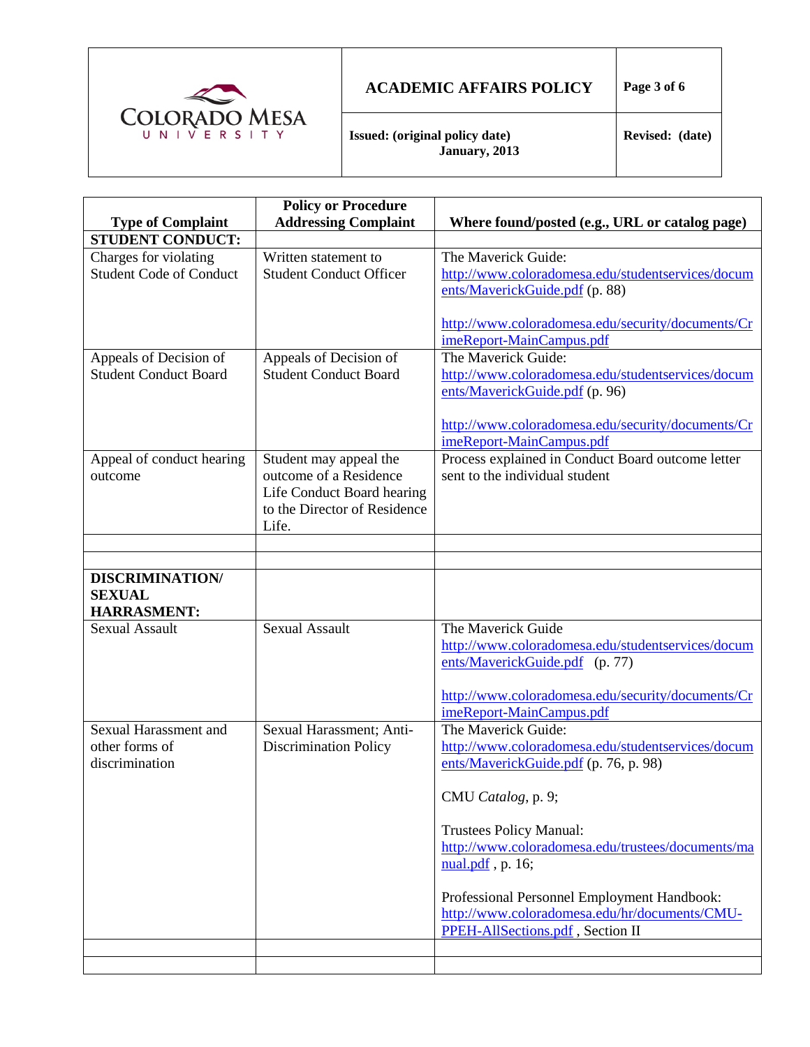| Type of Complaint | Policy or Procedure Addressing Complaint | Where found/posted (e.g., URL or catalog page) |
|---|---|---|
| **STUDENT CONDUCT:** | | |
| Charges for violating Student Code of Conduct | Written statement to Student Conduct Officer | The Maverick Guide: http://www.coloradomesa.edu/studentservices/documents/MaverickGuide.pdf (p. 88)<br><br>http://www.coloradomesa.edu/security/documents/CrimeReport-MainCampus.pdf |
| Appeals of Decision of Student Conduct Board | Appeals of Decision of Student Conduct Board | The Maverick Guide: http://www.coloradomesa.edu/studentservices/documents/MaverickGuide.pdf (p. 96)<br><br>http://www.coloradomesa.edu/security/documents/CrimeReport-MainCampus.pdf |
| Appeal of conduct hearing outcome | Student may appeal the outcome of a Residence Life Conduct Board hearing to the Director of Residence Life. | Process explained in Conduct Board outcome letter sent to the individual student |
| | | |
| | | |
| **DISCRIMINATION/ SEXUAL HARRASMENT:** | | |
| Sexual Assault | Sexual Assault | The Maverick Guide http://www.coloradomesa.edu/studentservices/documents/MaverickGuide.pdf (p. 77)<br><br>http://www.coloradomesa.edu/security/documents/CrimeReport-MainCampus.pdf |
| Sexual Harassment and other forms of discrimination | Sexual Harassment; Anti-Discrimination Policy | The Maverick Guide: http://www.coloradomesa.edu/studentservices/documents/MaverickGuide.pdf (p. 76, p. 98)<br><br>CMU *Catalog*, p. 9;<br><br>Trustees Policy Manual: http://www.coloradomesa.edu/trustees/documents/manual.pdf , p. 16;<br><br>Professional Personnel Employment Handbook: http://www.coloradomesa.edu/hr/documents/CMU-PPEH-AllSections.pdf , Section II |
| | | |
| | | |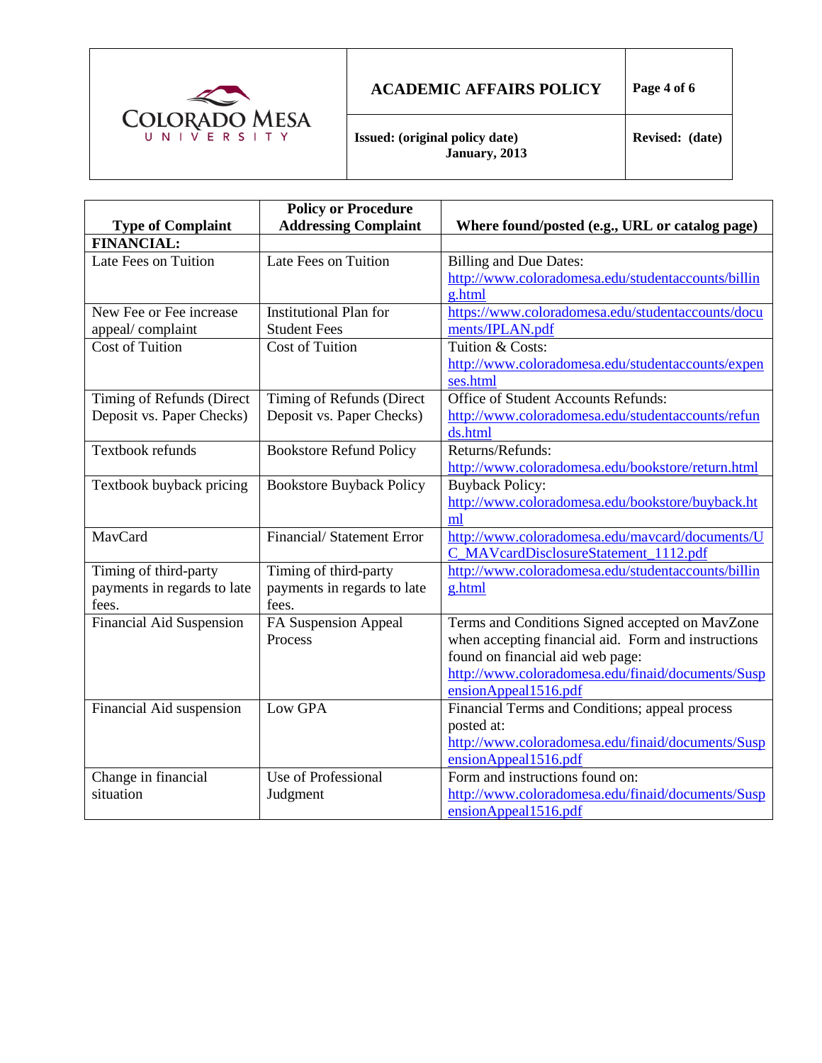| Type of Complaint | Policy or Procedure Addressing Complaint | Where found/posted (e.g., URL or catalog page) |
|---|---|---|
| **FINANCIAL:** | | |
| Late Fees on Tuition | Late Fees on Tuition | Billing and Due Dates: http://www.coloradomesa.edu/studentaccounts/billing.html |
| New Fee or Fee increase appeal/ complaint | Institutional Plan for Student Fees | https://www.coloradomesa.edu/studentaccounts/documents/IPLAN.pdf |
| Cost of Tuition | Cost of Tuition | Tuition & Costs: http://www.coloradomesa.edu/studentaccounts/expenses.html |
| Timing of Refunds (Direct Deposit vs. Paper Checks) | Timing of Refunds (Direct Deposit vs. Paper Checks) | Office of Student Accounts Refunds: http://www.coloradomesa.edu/studentaccounts/refunds.html |
| Textbook refunds | Bookstore Refund Policy | Returns/Refunds: http://www.coloradomesa.edu/bookstore/return.html |
| Textbook buyback pricing | Bookstore Buyback Policy | Buyback Policy: http://www.coloradomesa.edu/bookstore/buyback.html |
| MavCard | Financial/ Statement Error | http://www.coloradomesa.edu/mavcard/documents/UC_MAVcardDisclosureStatement_1112.pdf |
| Timing of third-party payments in regards to late fees. | Timing of third-party payments in regards to late fees. | http://www.coloradomesa.edu/studentaccounts/billing.html |
| Financial Aid Suspension | FA Suspension Appeal Process | Terms and Conditions Signed accepted on MavZone when accepting financial aid. Form and instructions found on financial aid web page: http://www.coloradomesa.edu/finaid/documents/SuspensionAppeal1516.pdf |
| Financial Aid suspension | Low GPA | Financial Terms and Conditions; appeal process posted at: http://www.coloradomesa.edu/finaid/documents/SuspensionAppeal1516.pdf |
| Change in financial situation | Use of Professional Judgment | Form and instructions found on: http://www.coloradomesa.edu/finaid/documents/SuspensionAppeal1516.pdf |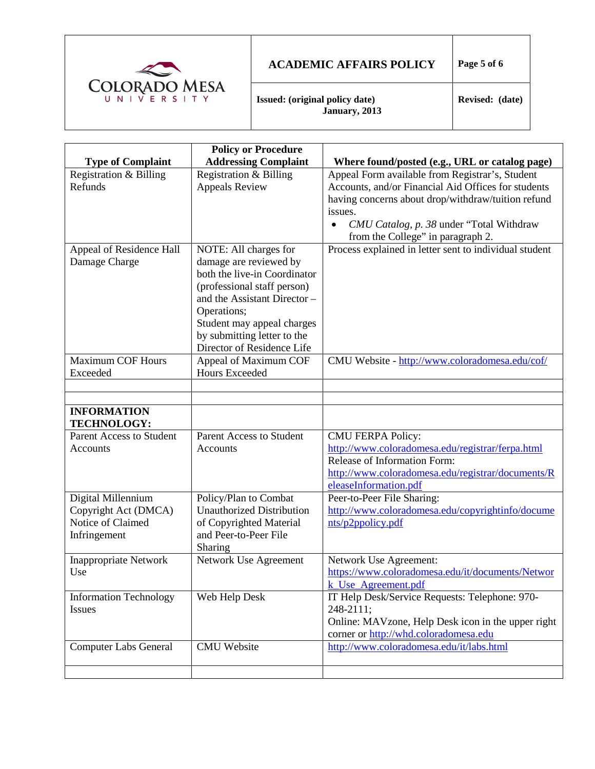| Type of Complaint | Policy or Procedure Addressing Complaint | Where found/posted (e.g., URL or catalog page) |
|---|---|---|
| Registration & Billing Refunds | Registration & Billing Appeals Review | Appeal Form available from Registrar's, Student Accounts, and/or Financial Aid Offices for students having concerns about drop/withdraw/tuition refund issues.<br>• *CMU Catalog, p. 38* under "Total Withdraw from the College" in paragraph 2. |
| Appeal of Residence Hall Damage Charge | NOTE: All charges for damage are reviewed by both the live-in Coordinator (professional staff person) and the Assistant Director – Operations;<br>Student may appeal charges by submitting letter to the Director of Residence Life | Process explained in letter sent to individual student |
| Maximum COF Hours Exceeded | Appeal of Maximum COF Hours Exceeded | CMU Website - http://www.coloradomesa.edu/cof/ |
| | | |
| | | |
| **INFORMATION TECHNOLOGY:** | | |
| Parent Access to Student Accounts | Parent Access to Student Accounts | CMU FERPA Policy:<br>http://www.coloradomesa.edu/registrar/ferpa.html<br>Release of Information Form:<br>http://www.coloradomesa.edu/registrar/documents/ReleaseInformation.pdf |
| Digital Millennium Copyright Act (DMCA) Notice of Claimed Infringement | Policy/Plan to Combat Unauthorized Distribution of Copyrighted Material and Peer-to-Peer File Sharing | Peer-to-Peer File Sharing:<br>http://www.coloradomesa.edu/copyrightinfo/documents/p2ppolicy.pdf |
| Inappropriate Network Use | Network Use Agreement | Network Use Agreement:<br>https://www.coloradomesa.edu/it/documents/Network_Use_Agreement.pdf |
| Information Technology Issues | Web Help Desk | IT Help Desk/Service Requests: Telephone: 970-248-2111;<br>Online: MAVzone, Help Desk icon in the upper right corner or http://whd.coloradomesa.edu |
| Computer Labs General | CMU Website | http://www.coloradomesa.edu/it/labs.html |
| | | |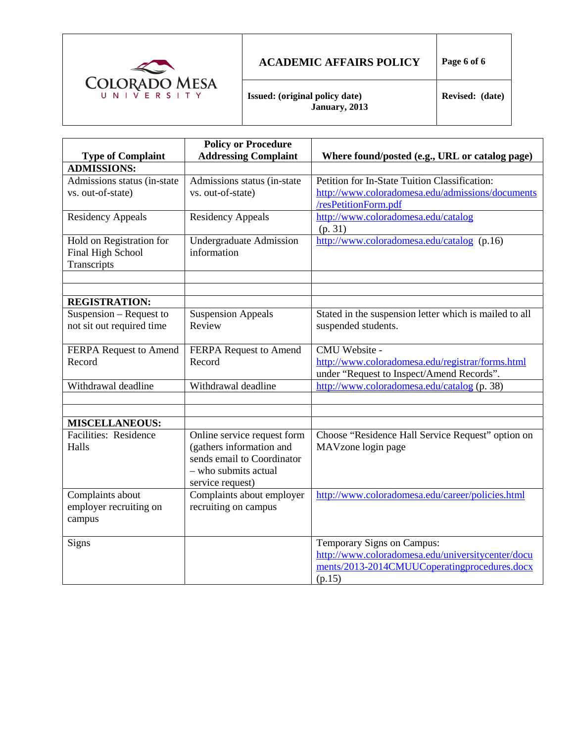| Type of Complaint | Policy or Procedure Addressing Complaint | Where found/posted (e.g., URL or catalog page) |
|---|---|---|
| **ADMISSIONS:** | | |
| Admissions status (in-state vs. out-of-state) | Admissions status (in-state vs. out-of-state) | Petition for In-State Tuition Classification: http://www.coloradomesa.edu/admissions/documents/resPetitionForm.pdf |
| Residency Appeals | Residency Appeals | http://www.coloradomesa.edu/catalog (p. 31) |
| Hold on Registration for Final High School Transcripts | Undergraduate Admission information | http://www.coloradomesa.edu/catalog (p.16) |
| | | |
| | | |
| **REGISTRATION:** | | |
| Suspension – Request to not sit out required time | Suspension Appeals Review | Stated in the suspension letter which is mailed to all suspended students. |
| FERPA Request to Amend Record | FERPA Request to Amend Record | CMU Website - http://www.coloradomesa.edu/registrar/forms.html under "Request to Inspect/Amend Records". |
| Withdrawal deadline | Withdrawal deadline | http://www.coloradomesa.edu/catalog (p. 38) |
| | | |
| | | |
| **MISCELLANEOUS:** | | |
| Facilities: Residence Halls | Online service request form (gathers information and sends email to Coordinator – who submits actual service request) | Choose "Residence Hall Service Request" option on MAVzone login page |
| Complaints about employer recruiting on campus | Complaints about employer recruiting on campus | http://www.coloradomesa.edu/career/policies.html |
| Signs | | Temporary Signs on Campus: http://www.coloradomesa.edu/universitycenter/documents/2013-2014CMUUCoperatingprocedures.docx (p.15) |